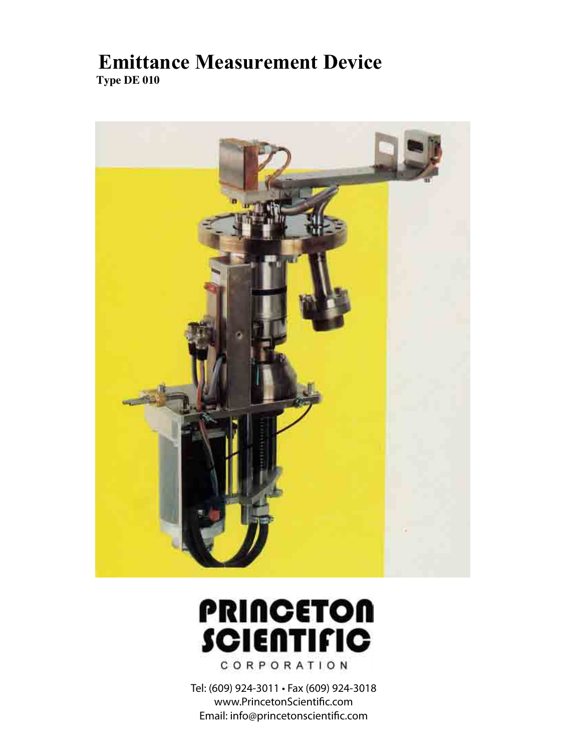# Emittance Measurement Device

**Type DE 010**

**PRINCETON SCIENTIFIC CORPORATION**

Tel: (609) 924-3011 • Fax (609) 924-3018
www.PrincetonScientific.com
Email: info@princetonscientific.com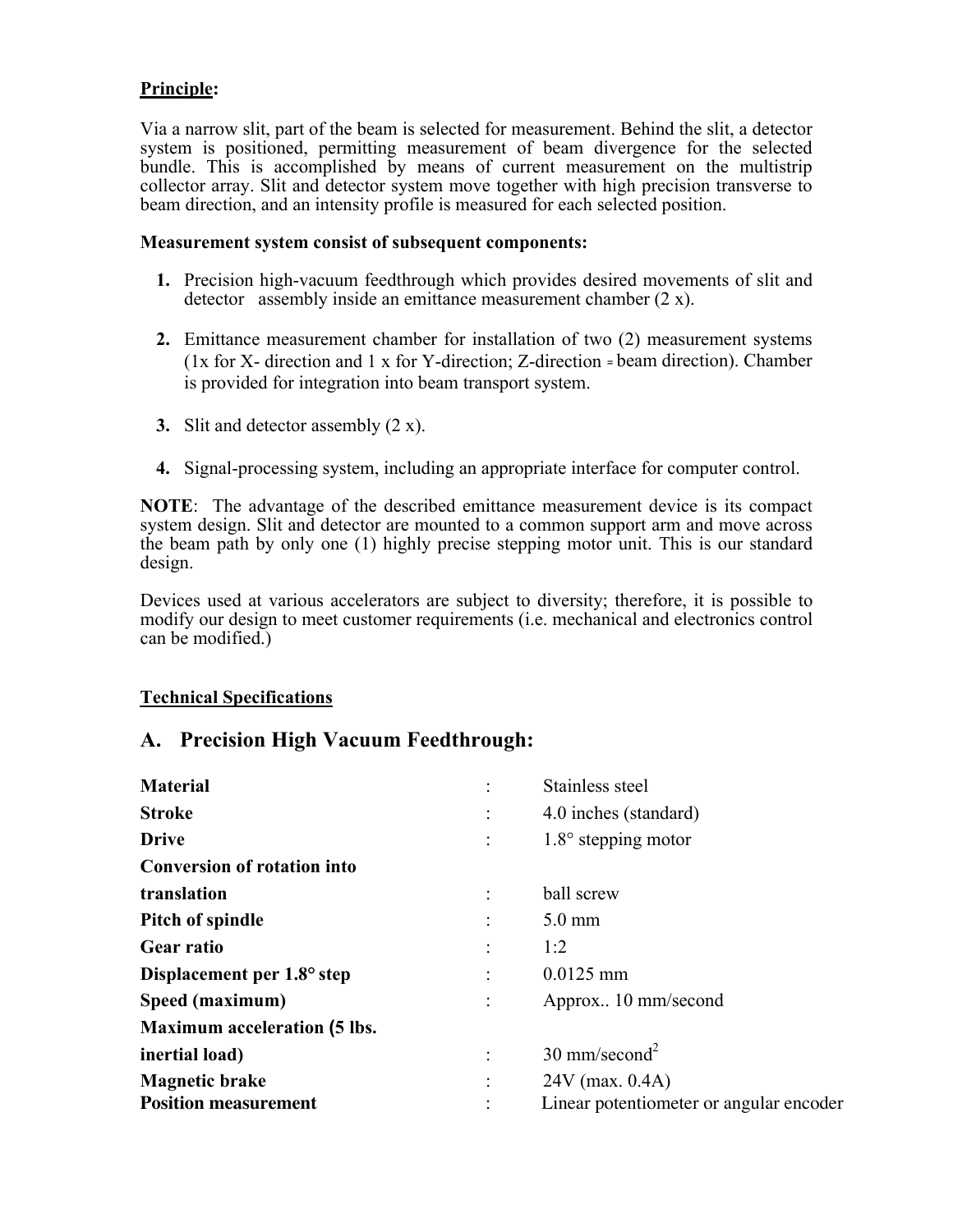**Principle:**

Via a narrow slit, part of the beam is selected for measurement. Behind the slit, a detector system is positioned, permitting measurement of beam divergence for the selected bundle. This is accomplished by means of current measurement on the multistrip collector array. Slit and detector system move together with high precision transverse to beam direction, and an intensity profile is measured for each selected position.

**Measurement system consist of subsequent components:**

1. Precision high-vacuum feedthrough which provides desired movements of slit and detector assembly inside an emittance measurement chamber (2 x).

2. Emittance measurement chamber for installation of two (2) measurement systems (1x for X- direction and 1 x for Y-direction; Z-direction = beam direction). Chamber is provided for integration into beam transport system.

3. Slit and detector assembly (2 x).

4. Signal-processing system, including an appropriate interface for computer control.

**NOTE**: The advantage of the described emittance measurement device is its compact system design. Slit and detector are mounted to a common support arm and move across the beam path by only one (1) highly precise stepping motor unit. This is our standard design.

Devices used at various accelerators are subject to diversity; therefore, it is possible to modify our design to meet customer requirements (i.e. mechanical and electronics control can be modified.)

**Technical Specifications**

## A. Precision High Vacuum Feedthrough:

| | | |
|---|---|---|
| **Material** | : | Stainless steel |
| **Stroke** | : | 4.0 inches (standard) |
| **Drive** | : | 1.8° stepping motor |
| **Conversion of rotation into translation** | : | ball screw |
| **Pitch of spindle** | : | 5.0 mm |
| **Gear ratio** | : | 1:2 |
| **Displacement per 1.8° step** | : | 0.0125 mm |
| **Speed (maximum)** | : | Approx.. 10 mm/second |
| **Maximum acceleration (5 lbs. inertial load)** | : | 30 mm/second$^2$ |
| **Magnetic brake** | : | 24V (max. 0.4A) |
| **Position measurement** | : | Linear potentiometer or angular encoder |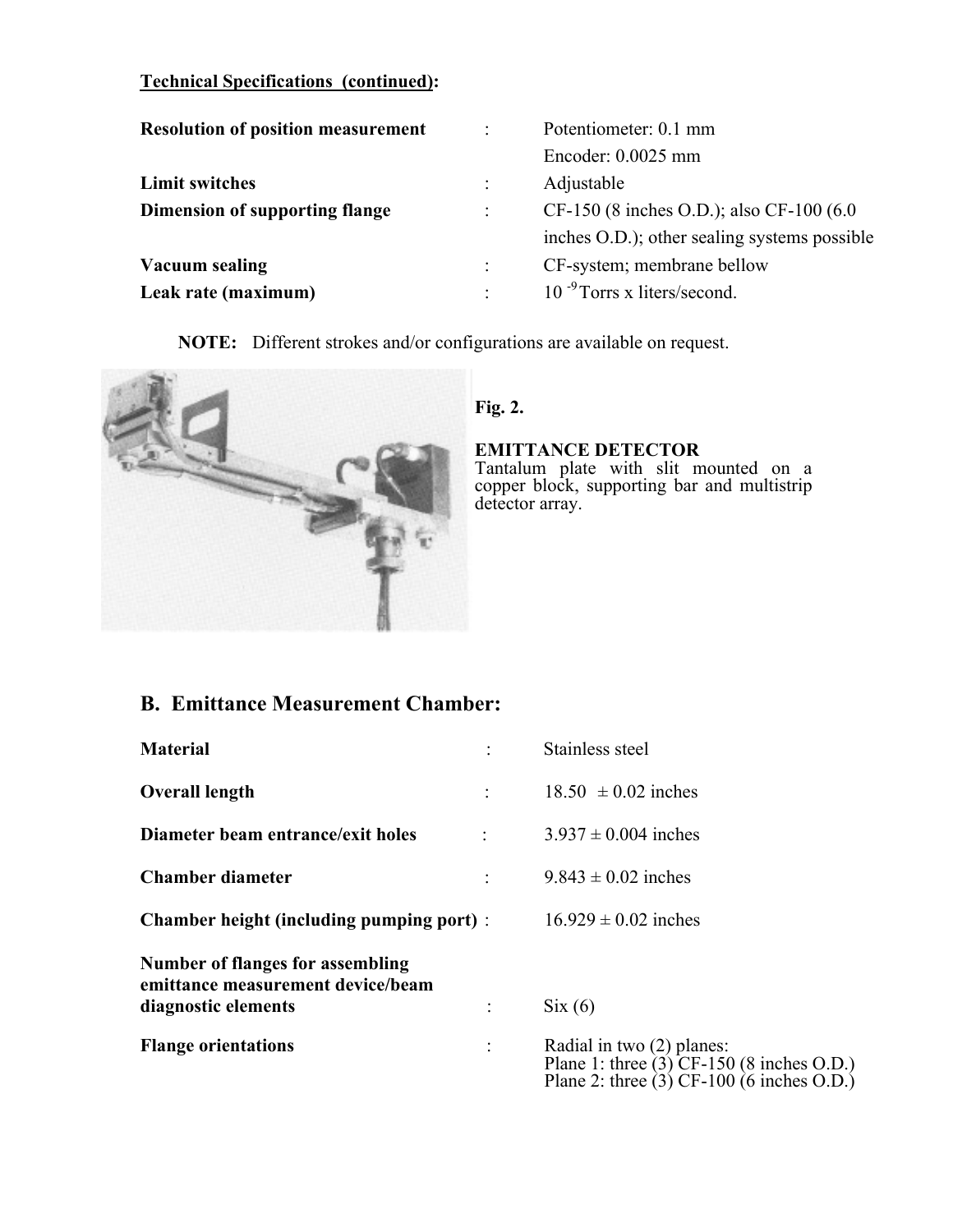**Technical Specifications (continued):**

| | | |
|---|---|---|
| **Resolution of position measurement** | : | Potentiometer: 0.1 mm<br>Encoder: 0.0025 mm |
| **Limit switches** | : | Adjustable |
| **Dimension of supporting flange** | : | CF-150 (8 inches O.D.); also CF-100 (6.0 inches O.D.); other sealing systems possible |
| **Vacuum sealing** | : | CF-system; membrane bellow |
| **Leak rate (maximum)** | : | $10^{-9}$ Torrs x liters/second. |

**NOTE:** Different strokes and/or configurations are available on request.

**Fig. 2.**

**EMITTANCE DETECTOR**
Tantalum plate with slit mounted on a copper block, supporting bar and multistrip detector array.

## B. Emittance Measurement Chamber:

| | | |
|---|---|---|
| **Material** | : | Stainless steel |
| **Overall length** | : | 18.50 ± 0.02 inches |
| **Diameter beam entrance/exit holes** | : | 3.937 ± 0.004 inches |
| **Chamber diameter** | : | 9.843 ± 0.02 inches |
| **Chamber height (including pumping port)** | : | 16.929 ± 0.02 inches |
| **Number of flanges for assembling emittance measurement device/beam diagnostic elements** | : | Six (6) |
| **Flange orientations** | : | Radial in two (2) planes:<br>Plane 1: three (3) CF-150 (8 inches O.D.)<br>Plane 2: three (3) CF-100 (6 inches O.D.) |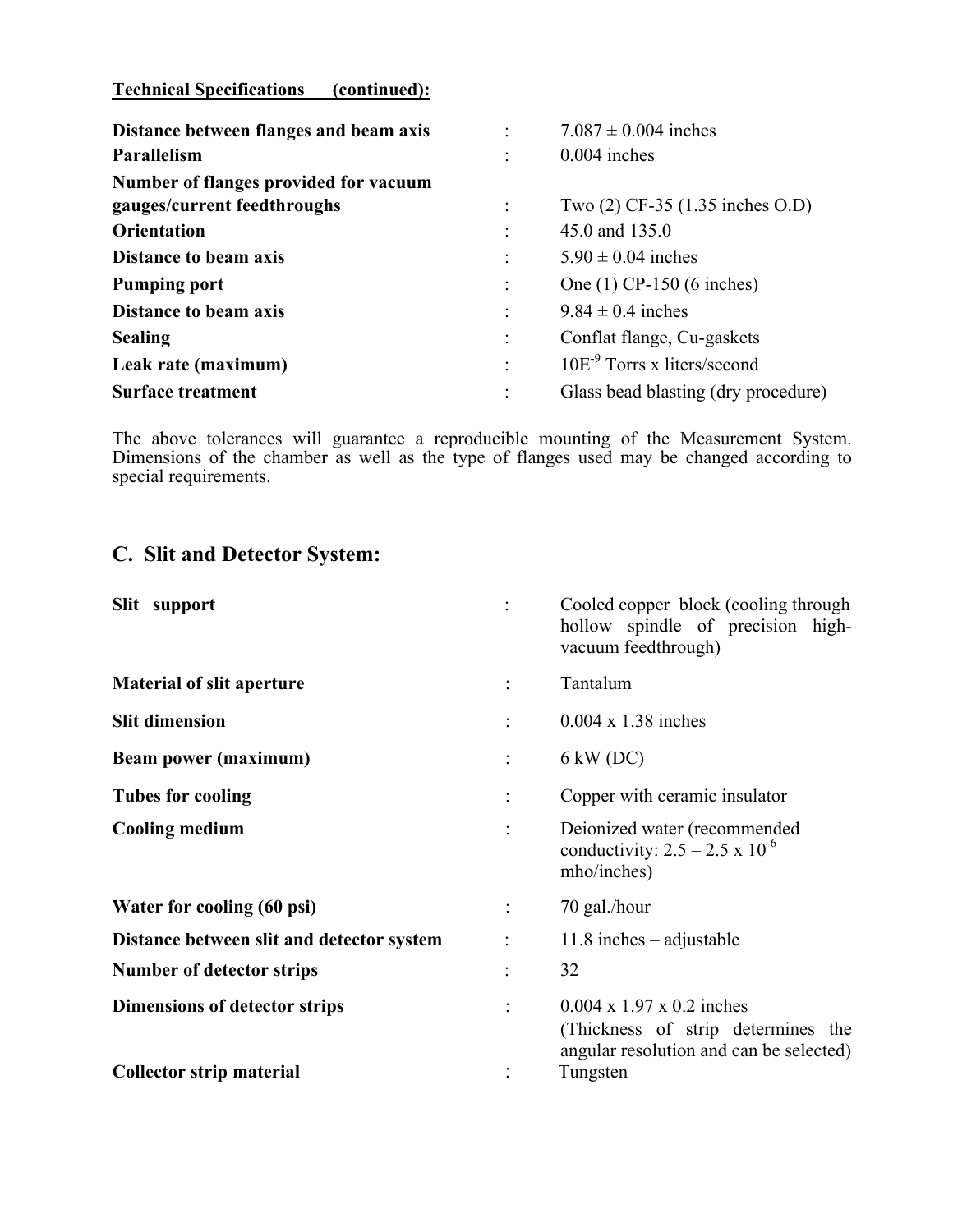**Technical Specifications (continued):**

| | | |
|---|---|---|
| **Distance between flanges and beam axis** | : | 7.087 ± 0.004 inches |
| **Parallelism** | : | 0.004 inches |
| **Number of flanges provided for vacuum gauges/current feedthroughs** | : | Two (2) CF-35 (1.35 inches O.D) |
| **Orientation** | : | 45.0 and 135.0 |
| **Distance to beam axis** | : | 5.90 ± 0.04 inches |
| **Pumping port** | : | One (1) CP-150 (6 inches) |
| **Distance to beam axis** | : | 9.84 ± 0.4 inches |
| **Sealing** | : | Conflat flange, Cu-gaskets |
| **Leak rate (maximum)** | : | $10E^{-9}$ Torrs x liters/second |
| **Surface treatment** | : | Glass bead blasting (dry procedure) |

The above tolerances will guarantee a reproducible mounting of the Measurement System. Dimensions of the chamber as well as the type of flanges used may be changed according to special requirements.

## C. Slit and Detector System:

| | | |
|---|---|---|
| **Slit support** | : | Cooled copper block (cooling through hollow spindle of precision high-vacuum feedthrough) |
| **Material of slit aperture** | : | Tantalum |
| **Slit dimension** | : | 0.004 x 1.38 inches |
| **Beam power (maximum)** | : | 6 kW (DC) |
| **Tubes for cooling** | : | Copper with ceramic insulator |
| **Cooling medium** | : | Deionized water (recommended conductivity: 2.5 – 2.5 x $10^{-6}$ mho/inches) |
| **Water for cooling (60 psi)** | : | 70 gal./hour |
| **Distance between slit and detector system** | : | 11.8 inches – adjustable |
| **Number of detector strips** | : | 32 |
| **Dimensions of detector strips** | : | 0.004 x 1.97 x 0.2 inches (Thickness of strip determines the angular resolution and can be selected) |
| **Collector strip material** | : | Tungsten |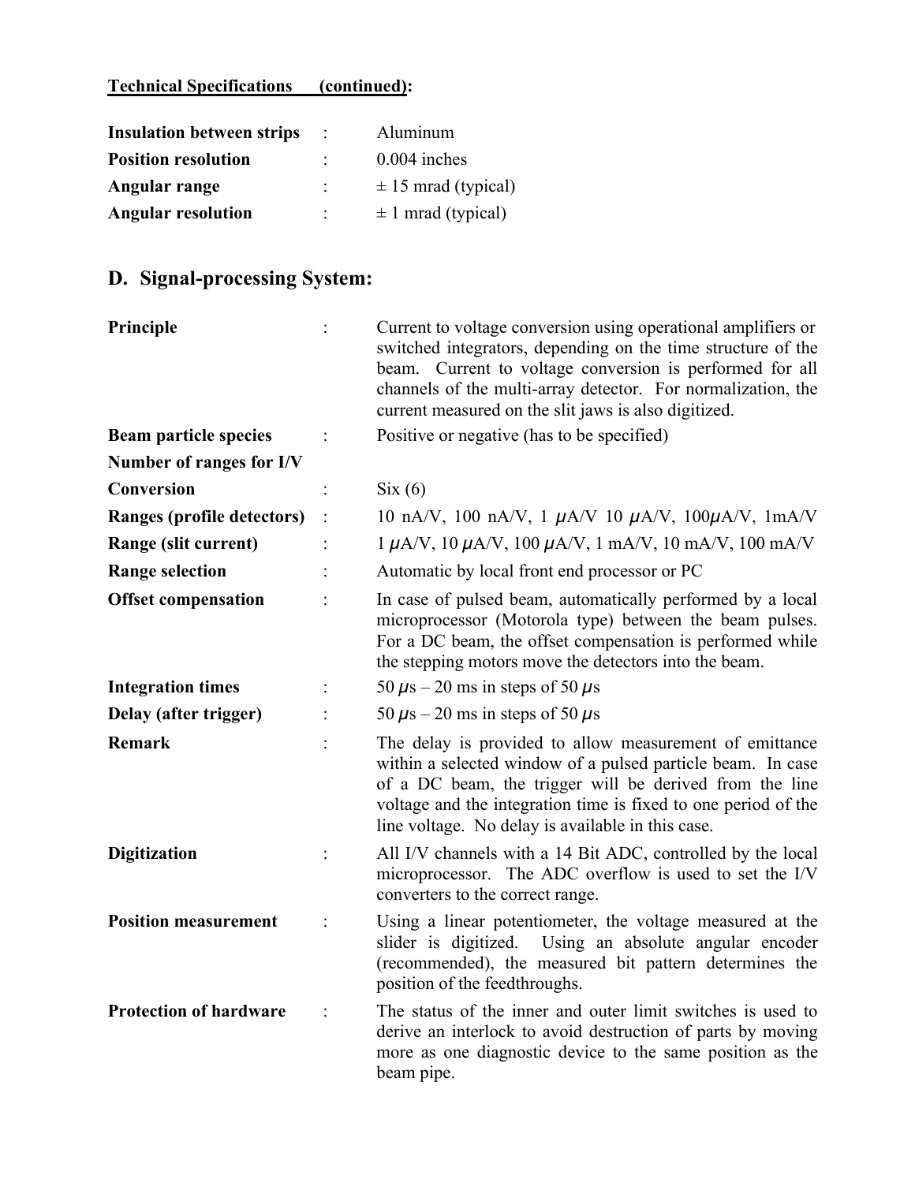**Technical Specifications (continued):**

| | | |
|---|---|---|
| **Insulation between strips** | : | Aluminum |
| **Position resolution** | : | 0.004 inches |
| **Angular range** | : | ± 15 mrad (typical) |
| **Angular resolution** | : | ± 1 mrad (typical) |

## D. Signal-processing System:

| | | |
|---|---|---|
| **Principle** | : | Current to voltage conversion using operational amplifiers or switched integrators, depending on the time structure of the beam. Current to voltage conversion is performed for all channels of the multi-array detector. For normalization, the current measured on the slit jaws is also digitized. |
| **Beam particle species** | : | Positive or negative (has to be specified) |
| **Number of ranges for I/V Conversion** | : | Six (6) |
| **Ranges (profile detectors)** | : | 10 nA/V, 100 nA/V, 1 μA/V 10 μA/V, 100μA/V, 1mA/V |
| **Range (slit current)** | : | 1 μA/V, 10 μA/V, 100 μA/V, 1 mA/V, 10 mA/V, 100 mA/V |
| **Range selection** | : | Automatic by local front end processor or PC |
| **Offset compensation** | : | In case of pulsed beam, automatically performed by a local microprocessor (Motorola type) between the beam pulses. For a DC beam, the offset compensation is performed while the stepping motors move the detectors into the beam. |
| **Integration times** | : | 50 μs – 20 ms in steps of 50 μs |
| **Delay (after trigger)** | : | 50 μs – 20 ms in steps of 50 μs |
| **Remark** | : | The delay is provided to allow measurement of emittance within a selected window of a pulsed particle beam. In case of a DC beam, the trigger will be derived from the line voltage and the integration time is fixed to one period of the line voltage. No delay is available in this case. |
| **Digitization** | : | All I/V channels with a 14 Bit ADC, controlled by the local microprocessor. The ADC overflow is used to set the I/V converters to the correct range. |
| **Position measurement** | : | Using a linear potentiometer, the voltage measured at the slider is digitized. Using an absolute angular encoder (recommended), the measured bit pattern determines the position of the feedthroughs. |
| **Protection of hardware** | : | The status of the inner and outer limit switches is used to derive an interlock to avoid destruction of parts by moving more as one diagnostic device to the same position as the beam pipe. |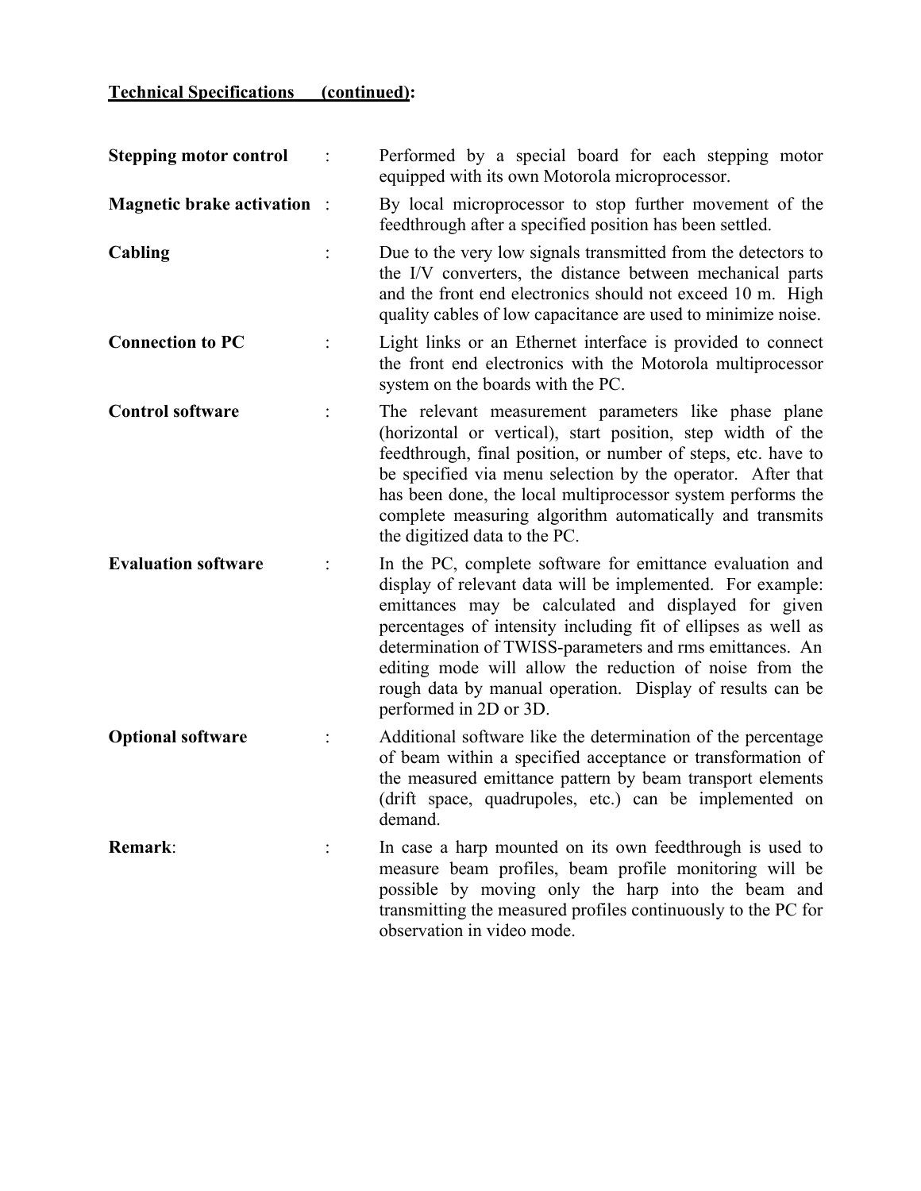**Technical Specifications (continued):**

| | | |
|---|---|---|
| **Stepping motor control** | : | Performed by a special board for each stepping motor equipped with its own Motorola microprocessor. |
| **Magnetic brake activation** | : | By local microprocessor to stop further movement of the feedthrough after a specified position has been settled. |
| **Cabling** | : | Due to the very low signals transmitted from the detectors to the I/V converters, the distance between mechanical parts and the front end electronics should not exceed 10 m. High quality cables of low capacitance are used to minimize noise. |
| **Connection to PC** | : | Light links or an Ethernet interface is provided to connect the front end electronics with the Motorola multiprocessor system on the boards with the PC. |
| **Control software** | : | The relevant measurement parameters like phase plane (horizontal or vertical), start position, step width of the feedthrough, final position, or number of steps, etc. have to be specified via menu selection by the operator. After that has been done, the local multiprocessor system performs the complete measuring algorithm automatically and transmits the digitized data to the PC. |
| **Evaluation software** | : | In the PC, complete software for emittance evaluation and display of relevant data will be implemented. For example: emittances may be calculated and displayed for given percentages of intensity including fit of ellipses as well as determination of TWISS-parameters and rms emittances. An editing mode will allow the reduction of noise from the rough data by manual operation. Display of results can be performed in 2D or 3D. |
| **Optional software** | : | Additional software like the determination of the percentage of beam within a specified acceptance or transformation of the measured emittance pattern by beam transport elements (drift space, quadrupoles, etc.) can be implemented on demand. |
| **Remark**: | : | In case a harp mounted on its own feedthrough is used to measure beam profiles, beam profile monitoring will be possible by moving only the harp into the beam and transmitting the measured profiles continuously to the PC for observation in video mode. |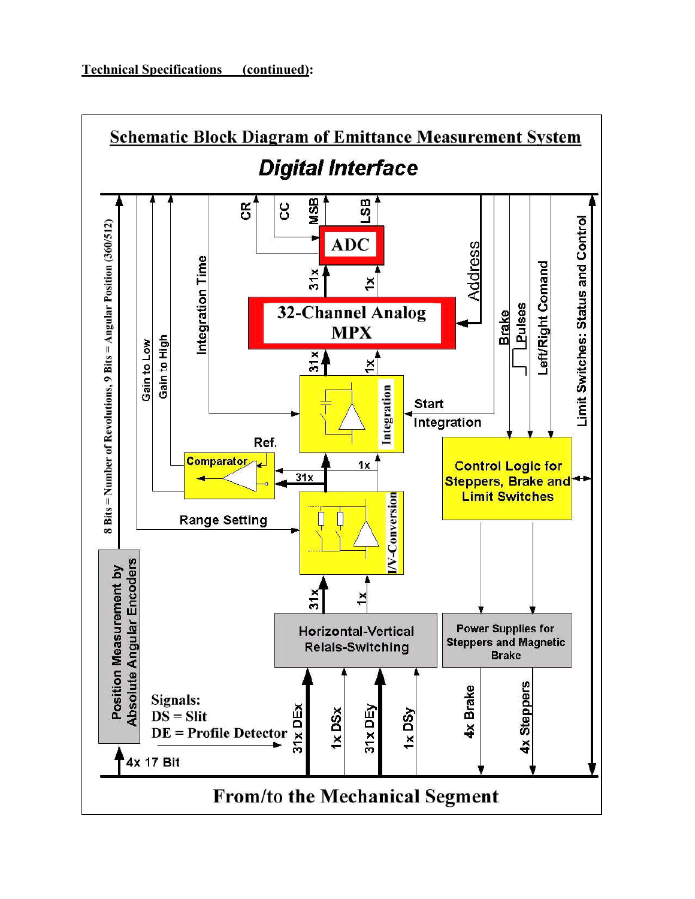**Technical Specifications (continued):**

Schematic Block Diagram of Emittance Measurement System

Digital Interface

8 Bits = Number of Revolutions, 9 Bits = Angular Position (360/512)

Gain to Low

Gain to High

Integration Time

CR

CC

MSB

LSB

ADC

31x

1x

Address

32-Channel Analog MPX

Brake

Pulses

Left/Right Comand

Limit Switches: Status and Control

31x

1x

Integration

Start Integration

Ref.

Comparator

1x

31x

Control Logic for Steppers, Brake and Limit Switches

Range Setting

I/V-Conversion

31x

1x

Horizontal-Vertical Relais-Switching

Power Supplies for Steppers and Magnetic Brake

Position Measurement by Absolute Angular Encoders

Signals:
DS = Slit
DE = Profile Detector

31x DEx

1x DSx

31x DEy

1x DSy

4x Brake

4x Steppers

4x 17 Bit

From/to the Mechanical Segment